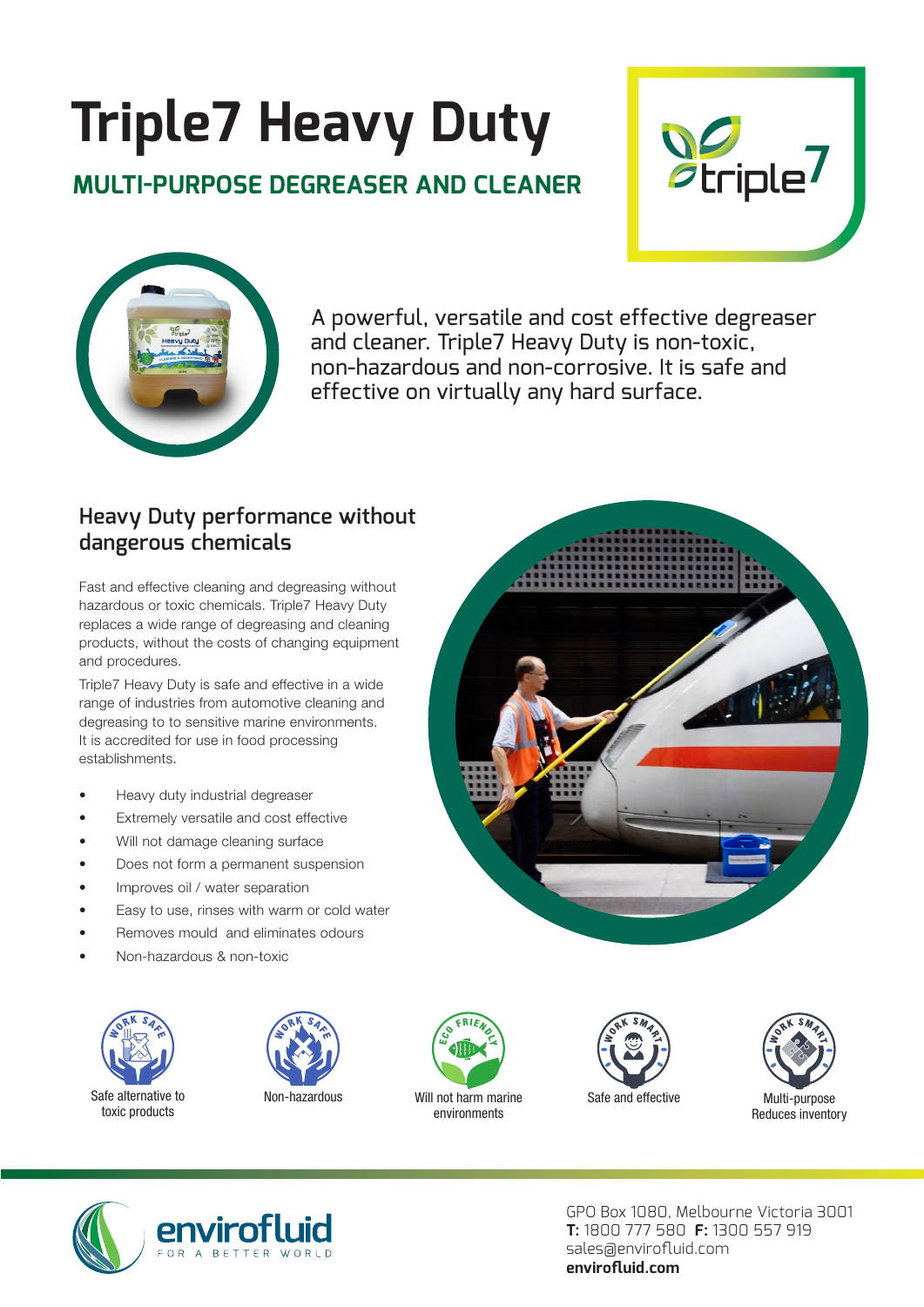# Triple7 Heavy Duty

## MULTI-PURPOSE DEGREASER AND CLEANER

A powerful, versatile and cost effective degreaser and cleaner. Triple7 Heavy Duty is non-toxic, non-hazardous and non-corrosive. It is safe and effective on virtually any hard surface.

### Heavy Duty performance without dangerous chemicals

Fast and effective cleaning and degreasing without hazardous or toxic chemicals. Triple7 Heavy Duty replaces a wide range of degreasing and cleaning products, without the costs of changing equipment and procedures.

Triple7 Heavy Duty is safe and effective in a wide range of industries from automotive cleaning and degreasing to to sensitive marine environments. It is accredited for use in food processing establishments.

- Heavy duty industrial degreaser
- Extremely versatile and cost effective
- Will not damage cleaning surface
- Does not form a permanent suspension
- Improves oil / water separation
- Easy to use, rinses with warm or cold water
- Removes mould and eliminates odours
- Non-hazardous & non-toxic

Safe alternative to toxic products

Non-hazardous

Will not harm marine environments

Safe and effective

Multi-purpose Reduces inventory

GPO Box 1080, Melbourne Victoria 3001
**T:** 1800 777 580 **F:** 1300 557 919
sales@envirofluid.com
**envirofluid.com**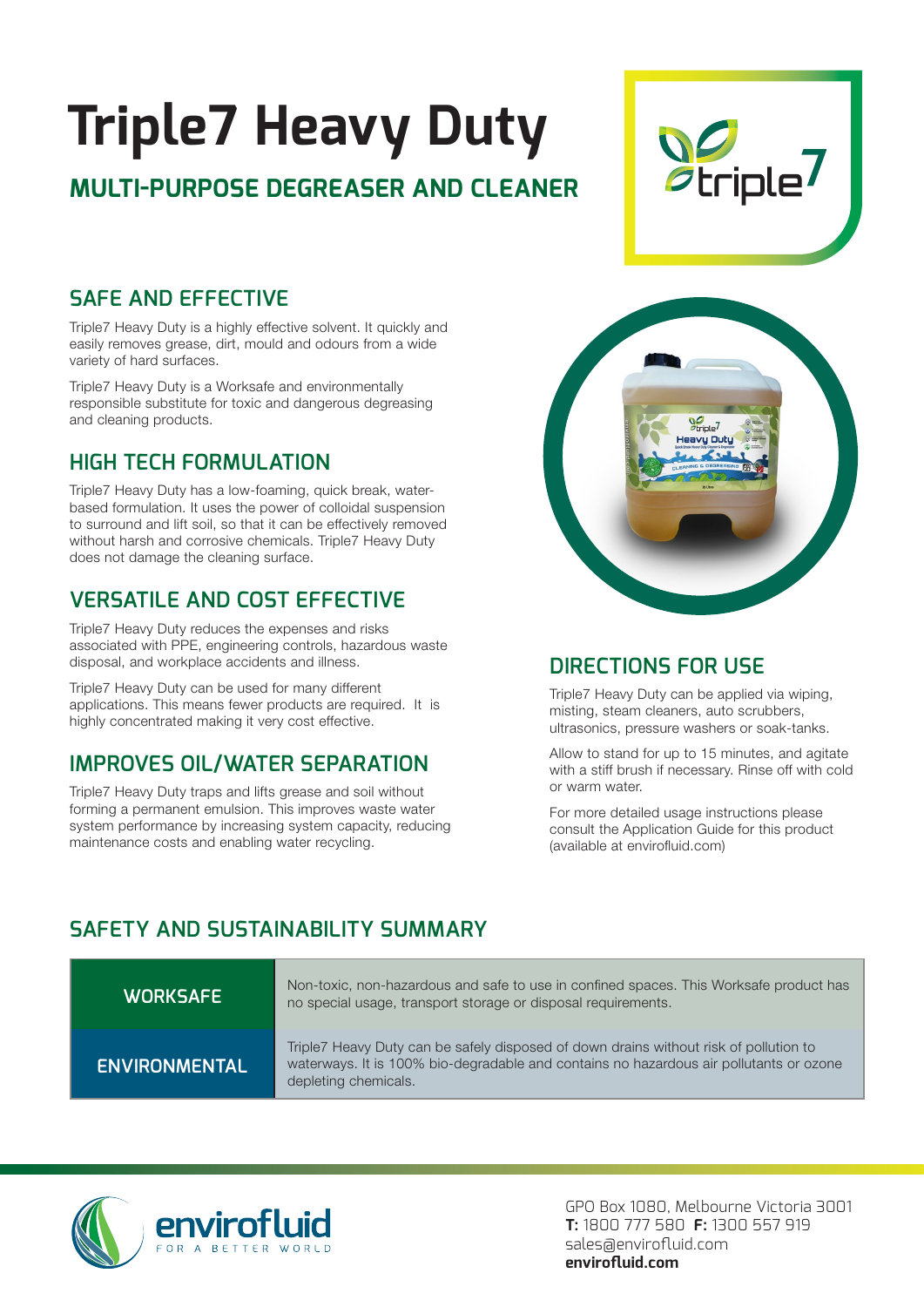# Triple7 Heavy Duty

## MULTI-PURPOSE DEGREASER AND CLEANER

### SAFE AND EFFECTIVE

Triple7 Heavy Duty is a highly effective solvent. It quickly and easily removes grease, dirt, mould and odours from a wide variety of hard surfaces.

Triple7 Heavy Duty is a Worksafe and environmentally responsible substitute for toxic and dangerous degreasing and cleaning products.

### HIGH TECH FORMULATION

Triple7 Heavy Duty has a low-foaming, quick break, water-based formulation. It uses the power of colloidal suspension to surround and lift soil, so that it can be effectively removed without harsh and corrosive chemicals. Triple7 Heavy Duty does not damage the cleaning surface.

### VERSATILE AND COST EFFECTIVE

Triple7 Heavy Duty reduces the expenses and risks associated with PPE, engineering controls, hazardous waste disposal, and workplace accidents and illness.

Triple7 Heavy Duty can be used for many different applications. This means fewer products are required. It is highly concentrated making it very cost effective.

### IMPROVES OIL/WATER SEPARATION

Triple7 Heavy Duty traps and lifts grease and soil without forming a permanent emulsion. This improves waste water system performance by increasing system capacity, reducing maintenance costs and enabling water recycling.

### DIRECTIONS FOR USE

Triple7 Heavy Duty can be applied via wiping, misting, steam cleaners, auto scrubbers, ultrasonics, pressure washers or soak-tanks.

Allow to stand for up to 15 minutes, and agitate with a stiff brush if necessary. Rinse off with cold or warm water.

For more detailed usage instructions please consult the Application Guide for this product (available at envirofluid.com)

### SAFETY AND SUSTAINABILITY SUMMARY

| | |
|---|---|
| WORKSAFE | Non-toxic, non-hazardous and safe to use in confined spaces. This Worksafe product has no special usage, transport storage or disposal requirements. |
| ENVIRONMENTAL | Triple7 Heavy Duty can be safely disposed of down drains without risk of pollution to waterways. It is 100% bio-degradable and contains no hazardous air pollutants or ozone depleting chemicals. |

envirofluid
FOR A BETTER WORLD

GPO Box 1080, Melbourne Victoria 3001
**T:** 1800 777 580 **F:** 1300 557 919
sales@envirofluid.com
**envirofluid.com**